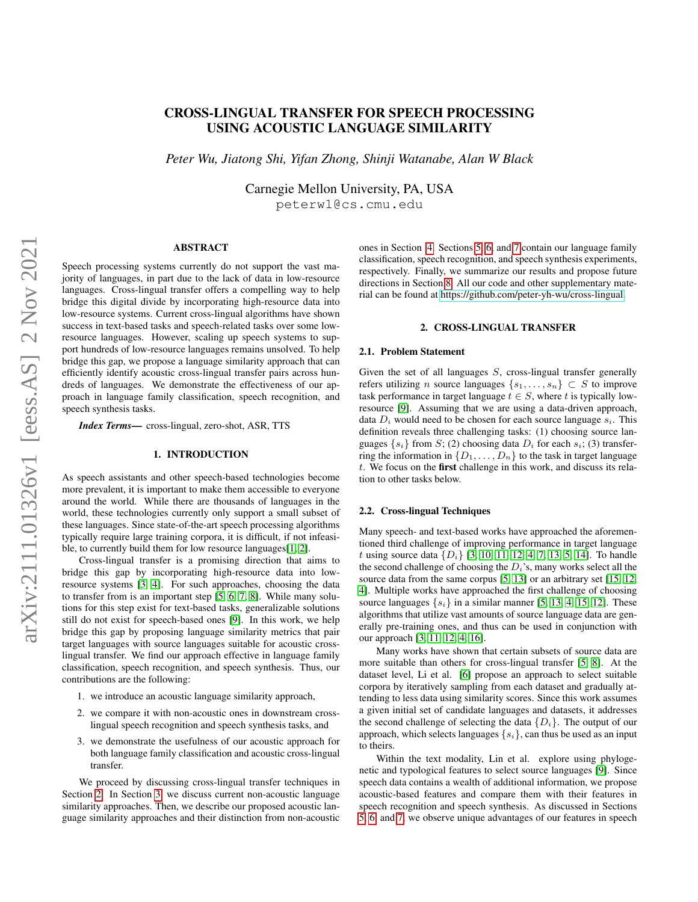# CROSS-LINGUAL TRANSFER FOR SPEECH PROCESSING USING ACOUSTIC LANGUAGE SIMILARITY

*Peter Wu, Jiatong Shi, Yifan Zhong, Shinji Watanabe, Alan W Black*

Carnegie Mellon University, PA, USA
peterw1@cs.cmu.edu

## ABSTRACT

Speech processing systems currently do not support the vast majority of languages, in part due to the lack of data in low-resource languages. Cross-lingual transfer offers a compelling way to help bridge this digital divide by incorporating high-resource data into low-resource systems. Current cross-lingual algorithms have shown success in text-based tasks and speech-related tasks over some low-resource languages. However, scaling up speech systems to support hundreds of low-resource languages remains unsolved. To help bridge this gap, we propose a language similarity approach that can efficiently identify acoustic cross-lingual transfer pairs across hundreds of languages. We demonstrate the effectiveness of our approach in language family classification, speech recognition, and speech synthesis tasks.

***Index Terms***— cross-lingual, zero-shot, ASR, TTS

## 1. INTRODUCTION

As speech assistants and other speech-based technologies become more prevalent, it is important to make them accessible to everyone around the world. While there are thousands of languages in the world, these technologies currently only support a small subset of these languages. Since state-of-the-art speech processing algorithms typically require large training corpora, it is difficult, if not infeasible, to currently build them for low resource languages[1, 2].

Cross-lingual transfer is a promising direction that aims to bridge this gap by incorporating high-resource data into low-resource systems [3, 4]. For such approaches, choosing the data to transfer from is an important step [5, 6, 7, 8]. While many solutions for this step exist for text-based tasks, generalizable solutions still do not exist for speech-based ones [9]. In this work, we help bridge this gap by proposing language similarity metrics that pair target languages with source languages suitable for acoustic cross-lingual transfer. We find our approach effective in language family classification, speech recognition, and speech synthesis. Thus, our contributions are the following:

1. we introduce an acoustic language similarity approach,
2. we compare it with non-acoustic ones in downstream cross-lingual speech recognition and speech synthesis tasks, and
3. we demonstrate the usefulness of our acoustic approach for both language family classification and acoustic cross-lingual transfer.

We proceed by discussing cross-lingual transfer techniques in Section 2. In Section 3, we discuss current non-acoustic language similarity approaches. Then, we describe our proposed acoustic language similarity approaches and their distinction from non-acoustic ones in Section 4. Sections 5, 6, and 7 contain our language family classification, speech recognition, and speech synthesis experiments, respectively. Finally, we summarize our results and propose future directions in Section 8. All our code and other supplementary material can be found at https://github.com/peter-yh-wu/cross-lingual.

## 2. CROSS-LINGUAL TRANSFER

### 2.1. Problem Statement

Given the set of all languages $S$, cross-lingual transfer generally refers utilizing $n$ source languages $\{s_1, \ldots, s_n\} \subset S$ to improve task performance in target language $t \in S$, where $t$ is typically low-resource [9]. Assuming that we are using a data-driven approach, data $D_i$ would need to be chosen for each source language $s_i$. This definition reveals three challenging tasks: (1) choosing source languages $\{s_i\}$ from $S$; (2) choosing data $D_i$ for each $s_i$; (3) transferring the information in $\{D_1, \ldots, D_n\}$ to the task in target language $t$. We focus on the **first** challenge in this work, and discuss its relation to other tasks below.

### 2.2. Cross-lingual Techniques

Many speech- and text-based works have approached the aforementioned third challenge of improving performance in target language $t$ using source data $\{D_i\}$ [3, 10, 11, 12, 4, 7, 13, 5, 14]. To handle the second challenge of choosing the $D_i$'s, many works select all the source data from the same corpus [5, 13] or an arbitrary set [15, 12, 4]. Multiple works have approached the first challenge of choosing source languages $\{s_i\}$ in a similar manner [5, 13, 4, 15, 12]. These algorithms that utilize vast amounts of source language data are generally pre-training ones, and thus can be used in conjunction with our approach [3, 11, 12, 4, 16].

Many works have shown that certain subsets of source data are more suitable than others for cross-lingual transfer [5, 8]. At the dataset level, Li et al. [6] propose an approach to select suitable corpora by iteratively sampling from each dataset and gradually attending to less data using similarity scores. Since this work assumes a given initial set of candidate languages and datasets, it addresses the second challenge of selecting the data $\{D_i\}$. The output of our approach, which selects languages $\{s_i\}$, can thus be used as an input to theirs.

Within the text modality, Lin et al. explore using phylogenetic and typological features to select source languages [9]. Since speech data contains a wealth of additional information, we propose acoustic-based features and compare them with their features in speech recognition and speech synthesis. As discussed in Sections 5, 6, and 7, we observe unique advantages of our features in speech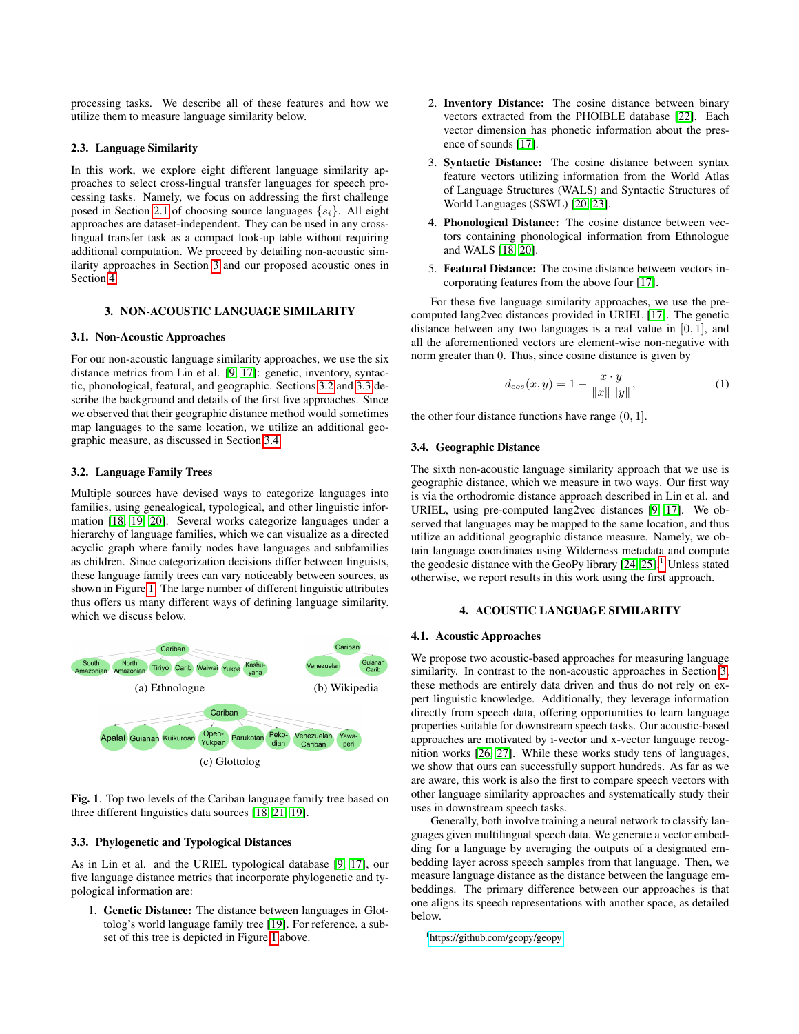processing tasks. We describe all of these features and how we utilize them to measure language similarity below.

### 2.3. Language Similarity

In this work, we explore eight different language similarity approaches to select cross-lingual transfer languages for speech processing tasks. Namely, we focus on addressing the first challenge posed in Section 2.1 of choosing source languages $\{s_i\}$. All eight approaches are dataset-independent. They can be used in any cross-lingual transfer task as a compact look-up table without requiring additional computation. We proceed by detailing non-acoustic similarity approaches in Section 3 and our proposed acoustic ones in Section 4.

## 3. NON-ACOUSTIC LANGUAGE SIMILARITY

### 3.1. Non-Acoustic Approaches

For our non-acoustic language similarity approaches, we use the six distance metrics from Lin et al. [9, 17]: genetic, inventory, syntactic, phonological, featural, and geographic. Sections 3.2 and 3.3 describe the background and details of the first five approaches. Since we observed that their geographic distance method would sometimes map languages to the same location, we utilize an additional geographic measure, as discussed in Section 3.4.

### 3.2. Language Family Trees

Multiple sources have devised ways to categorize languages into families, using genealogical, typological, and other linguistic information [18, 19, 20]. Several works categorize languages under a hierarchy of language families, which we can visualize as a directed acyclic graph where family nodes have languages and subfamilies as children. Since categorization decisions differ between linguists, these language family trees can vary noticeably between sources, as shown in Figure 1. The large number of different linguistic attributes thus offers us many different ways of defining language similarity, which we discuss below.

(a) Ethnologue (b) Wikipedia (c) Glottolog

**Fig. 1**. Top two levels of the Cariban language family tree based on three different linguistics data sources [18, 21, 19].

### 3.3. Phylogenetic and Typological Distances

As in Lin et al. and the URIEL typological database [9, 17], our five language distance metrics that incorporate phylogenetic and typological information are:

1. **Genetic Distance:** The distance between languages in Glottolog's world language family tree [19]. For reference, a subset of this tree is depicted in Figure 1 above.
2. **Inventory Distance:** The cosine distance between binary vectors extracted from the PHOIBLE database [22]. Each vector dimension has phonetic information about the presence of sounds [17].
3. **Syntactic Distance:** The cosine distance between syntax feature vectors utilizing information from the World Atlas of Language Structures (WALS) and Syntactic Structures of World Languages (SSWL) [20, 23].
4. **Phonological Distance:** The cosine distance between vectors containing phonological information from Ethnologue and WALS [18, 20].
5. **Featural Distance:** The cosine distance between vectors incorporating features from the above four [17].

For these five language similarity approaches, we use the pre-computed lang2vec distances provided in URIEL [17]. The genetic distance between any two languages is a real value in $[0, 1]$, and all the aforementioned vectors are element-wise non-negative with norm greater than 0. Thus, since cosine distance is given by

$$d_{cos}(x, y) = 1 - \frac{x \cdot y}{\|x\| \, \|y\|}, \tag{1}$$

the other four distance functions have range $(0, 1]$.

### 3.4. Geographic Distance

The sixth non-acoustic language similarity approach that we use is geographic distance, which we measure in two ways. Our first way is via the orthodromic distance approach described in Lin et al. and URIEL, using pre-computed lang2vec distances [9, 17]. We observed that languages may be mapped to the same location, and thus utilize an additional geographic distance measure. Namely, we obtain language coordinates using Wilderness metadata and compute the geodesic distance with the GeoPy library [24, 25].[1] Unless stated otherwise, we report results in this work using the first approach.

## 4. ACOUSTIC LANGUAGE SIMILARITY

### 4.1. Acoustic Approaches

We propose two acoustic-based approaches for measuring language similarity. In contrast to the non-acoustic approaches in Section 3, these methods are entirely data driven and thus do not rely on expert linguistic knowledge. Additionally, they leverage information directly from speech data, offering opportunities to learn language properties suitable for downstream speech tasks. Our acoustic-based approaches are motivated by i-vector and x-vector language recognition works [26, 27]. While these works study tens of languages, we show that ours can successfully support hundreds. As far as we are aware, this work is also the first to compare speech vectors with other language similarity approaches and systematically study their uses in downstream speech tasks.

Generally, both involve training a neural network to classify languages given multilingual speech data. We generate a vector embedding for a language by averaging the outputs of a designated embedding layer across speech samples from that language. Then, we measure language distance as the distance between the language embeddings. The primary difference between our approaches is that one aligns its speech representations with another space, as detailed below.

[1] https://github.com/geopy/geopy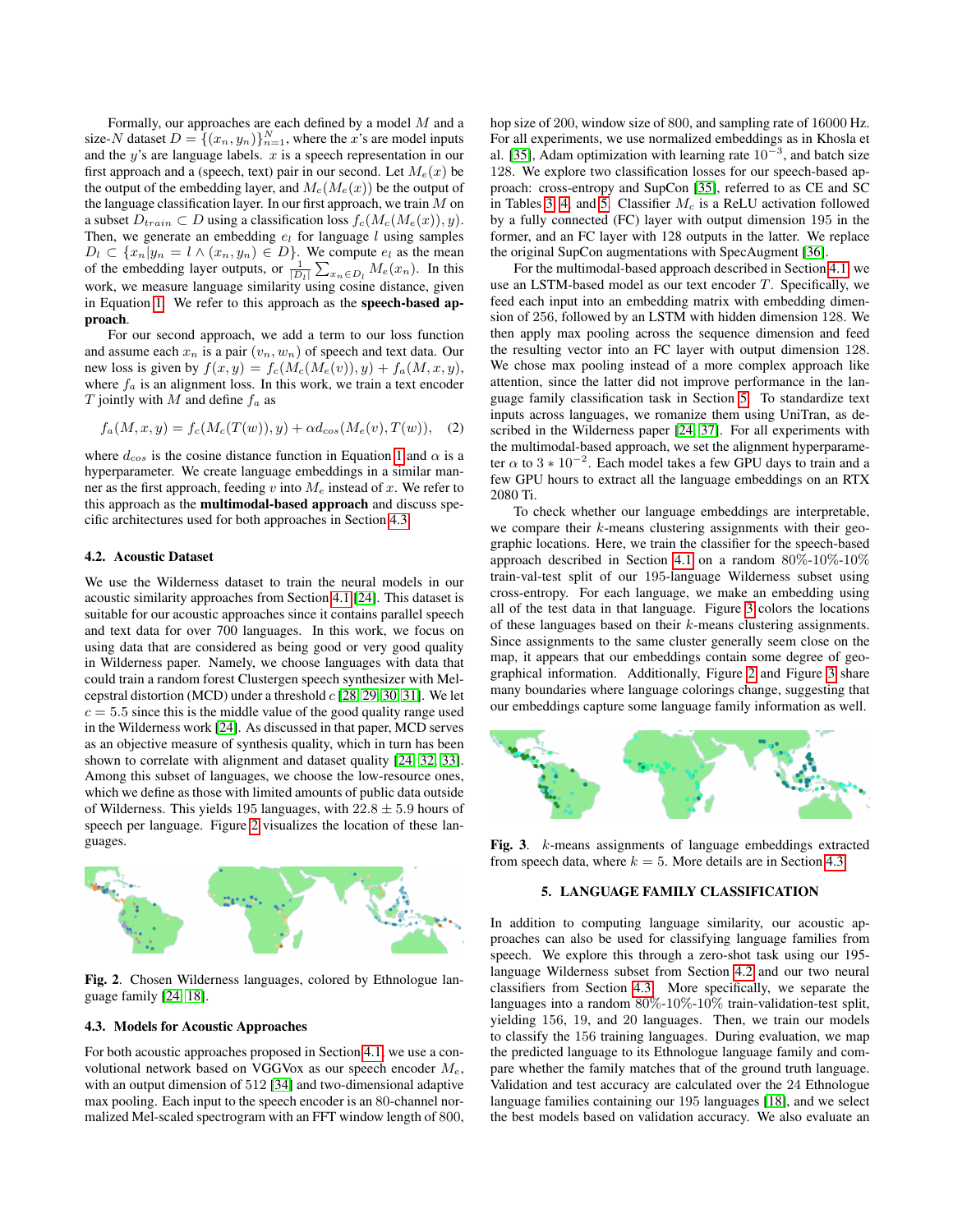Formally, our approaches are each defined by a model $M$ and a size-$N$ dataset $D = \{(x_n, y_n)\}_{n=1}^{N}$, where the $x$'s are model inputs and the $y$'s are language labels. $x$ is a speech representation in our first approach and a (speech, text) pair in our second. Let $M_e(x)$ be the output of the embedding layer, and $M_c(M_e(x))$ be the output of the language classification layer. In our first approach, we train $M$ on a subset $D_{train} \subset D$ using a classification loss $f_c(M_c(M_e(x)), y)$. Then, we generate an embedding $e_l$ for language $l$ using samples $D_l \subset \{x_n | y_n = l \wedge (x_n, y_n) \in D\}$. We compute $e_l$ as the mean of the embedding layer outputs, or $\frac{1}{|D_l|}\sum_{x_n \in D_l} M_e(x_n)$. In this work, we measure language similarity using cosine distance, given in Equation 1. We refer to this approach as the **speech-based approach**.

For our second approach, we add a term to our loss function and assume each $x_n$ is a pair $(v_n, w_n)$ of speech and text data. Our new loss is given by $f(x, y) = f_c(M_c(M_e(v)), y) + f_a(M, x, y)$, where $f_a$ is an alignment loss. In this work, we train a text encoder $T$ jointly with $M$ and define $f_a$ as

$$f_a(M, x, y) = f_c(M_c(T(w)), y) + \alpha d_{cos}(M_e(v), T(w)), \quad (2)$$

where $d_{cos}$ is the cosine distance function in Equation 1 and $\alpha$ is a hyperparameter. We create language embeddings in a similar manner as the first approach, feeding $v$ into $M_e$ instead of $x$. We refer to this approach as the **multimodal-based approach** and discuss specific architectures used for both approaches in Section 4.3.

### 4.2. Acoustic Dataset

We use the Wilderness dataset to train the neural models in our acoustic similarity approaches from Section 4.1 [24]. This dataset is suitable for our acoustic approaches since it contains parallel speech and text data for over 700 languages. In this work, we focus on using data that are considered as being good or very good quality in Wilderness paper. Namely, we choose languages with data that could train a random forest Clustergen speech synthesizer with Mel-cepstral distortion (MCD) under a threshold $c$ [28, 29, 30, 31]. We let $c = 5.5$ since this is the middle value of the good quality range used in the Wilderness work [24]. As discussed in that paper, MCD serves as an objective measure of synthesis quality, which in turn has been shown to correlate with alignment and dataset quality [24, 32, 33]. Among this subset of languages, we choose the low-resource ones, which we define as those with limited amounts of public data outside of Wilderness. This yields 195 languages, with $22.8 \pm 5.9$ hours of speech per language. Figure 2 visualizes the location of these languages.

**Fig. 2**. Chosen Wilderness languages, colored by Ethnologue language family [24, 18].

### 4.3. Models for Acoustic Approaches

For both acoustic approaches proposed in Section 4.1, we use a convolutional network based on VGGVox as our speech encoder $M_e$, with an output dimension of 512 [34] and two-dimensional adaptive max pooling. Each input to the speech encoder is an 80-channel normalized Mel-scaled spectrogram with an FFT window length of 800, hop size of 200, window size of 800, and sampling rate of 16000 Hz. For all experiments, we use normalized embeddings as in Khosla et al. [35], Adam optimization with learning rate $10^{-3}$, and batch size 128. We explore two classification losses for our speech-based approach: cross-entropy and SupCon [35], referred to as CE and SC in Tables 3, 4, and 5. Classifier $M_c$ is a ReLU activation followed by a fully connected (FC) layer with output dimension 195 in the former, and an FC layer with 128 outputs in the latter. We replace the original SupCon augmentations with SpecAugment [36].

For the multimodal-based approach described in Section 4.1, we use an LSTM-based model as our text encoder $T$. Specifically, we feed each input into an embedding matrix with embedding dimension of 256, followed by an LSTM with hidden dimension 128. We then apply max pooling across the sequence dimension and feed the resulting vector into an FC layer with output dimension 128. We chose max pooling instead of a more complex approach like attention, since the latter did not improve performance in the language family classification task in Section 5. To standardize text inputs across languages, we romanize them using UniTran, as described in the Wilderness paper [24, 37]. For all experiments with the multimodal-based approach, we set the alignment hyperparameter $\alpha$ to $3 * 10^{-2}$. Each model takes a few GPU days to train and a few GPU hours to extract all the language embeddings on an RTX 2080 Ti.

To check whether our language embeddings are interpretable, we compare their $k$-means clustering assignments with their geographic locations. Here, we train the classifier for the speech-based approach described in Section 4.1 on a random 80%-10%-10% train-val-test split of our 195-language Wilderness subset using cross-entropy. For each language, we make an embedding using all of the test data in that language. Figure 3 colors the locations of these languages based on their $k$-means clustering assignments. Since assignments to the same cluster generally seem close on the map, it appears that our embeddings contain some degree of geographical information. Additionally, Figure 2 and Figure 3 share many boundaries where language colorings change, suggesting that our embeddings capture some language family information as well.

**Fig. 3**. $k$-means assignments of language embeddings extracted from speech data, where $k = 5$. More details are in Section 4.3.

## 5. LANGUAGE FAMILY CLASSIFICATION

In addition to computing language similarity, our acoustic approaches can also be used for classifying language families from speech. We explore this through a zero-shot task using our 195-language Wilderness subset from Section 4.2 and our two neural classifiers from Section 4.3. More specifically, we separate the languages into a random 80%-10%-10% train-validation-test split, yielding 156, 19, and 20 languages. Then, we train our models to classify the 156 training languages. During evaluation, we map the predicted language to its Ethnologue language family and compare whether the family matches that of the ground truth language. Validation and test accuracy are calculated over the 24 Ethnologue language families containing our 195 languages [18], and we select the best models based on validation accuracy. We also evaluate an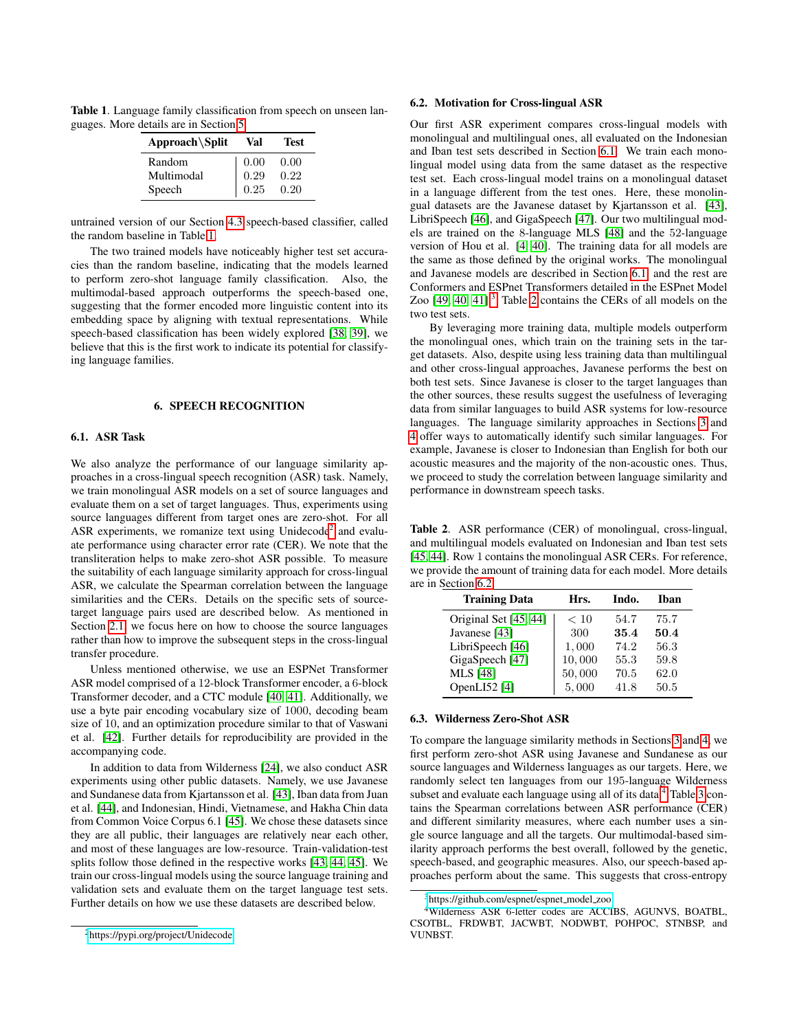**Table 1**. Language family classification from speech on unseen languages. More details are in Section 5.

| Approach\Split | Val | Test |
|---|---|---|
| Random | 0.00 | 0.00 |
| Multimodal | 0.29 | 0.22 |
| Speech | 0.25 | 0.20 |

untrained version of our Section 4.3 speech-based classifier, called the random baseline in Table 1.

The two trained models have noticeably higher test set accuracies than the random baseline, indicating that the models learned to perform zero-shot language family classification. Also, the multimodal-based approach outperforms the speech-based one, suggesting that the former encoded more linguistic content into its embedding space by aligning with textual representations. While speech-based classification has been widely explored [38, 39], we believe that this is the first work to indicate its potential for classifying language families.

## 6. SPEECH RECOGNITION

### 6.1. ASR Task

We also analyze the performance of our language similarity approaches in a cross-lingual speech recognition (ASR) task. Namely, we train monolingual ASR models on a set of source languages and evaluate them on a set of target languages. Thus, experiments using source languages different from target ones are zero-shot. For all ASR experiments, we romanize text using Unidecode[2] and evaluate performance using character error rate (CER). We note that the transliteration helps to make zero-shot ASR possible. To measure the suitability of each language similarity approach for cross-lingual ASR, we calculate the Spearman correlation between the language similarities and the CERs. Details on the specific sets of source-target language pairs used are described below. As mentioned in Section 2.1, we focus here on how to choose the source languages rather than how to improve the subsequent steps in the cross-lingual transfer procedure.

Unless mentioned otherwise, we use an ESPNet Transformer ASR model comprised of a 12-block Transformer encoder, a 6-block Transformer decoder, and a CTC module [40, 41]. Additionally, we use a byte pair encoding vocabulary size of 1000, decoding beam size of 10, and an optimization procedure similar to that of Vaswani et al. [42]. Further details for reproducibility are provided in the accompanying code.

In addition to data from Wilderness [24], we also conduct ASR experiments using other public datasets. Namely, we use Javanese and Sundanese data from Kjartansson et al. [43], Iban data from Juan et al. [44], and Indonesian, Hindi, Vietnamese, and Hakha Chin data from Common Voice Corpus 6.1 [45]. We chose these datasets since they are all public, their languages are relatively near each other, and most of these languages are low-resource. Train-validation-test splits follow those defined in the respective works [43, 44, 45]. We train our cross-lingual models using the source language training and validation sets and evaluate them on the target language test sets. Further details on how we use these datasets are described below.

[2] https://pypi.org/project/Unidecode

### 6.2. Motivation for Cross-lingual ASR

Our first ASR experiment compares cross-lingual models with monolingual and multilingual ones, all evaluated on the Indonesian and Iban test sets described in Section 6.1. We train each monolingual model using data from the same dataset as the respective test set. Each cross-lingual model trains on a monolingual dataset in a language different from the test ones. Here, these monolingual datasets are the Javanese dataset by Kjartansson et al. [43], LibriSpeech [46], and GigaSpeech [47]. Our two multilingual models are trained on the 8-language MLS [48] and the 52-language version of Hou et al. [4, 40]. The training data for all models are the same as those defined by the original works. The monolingual and Javanese models are described in Section 6.1, and the rest are Conformers and ESPnet Transformers detailed in the ESPnet Model Zoo [49, 40, 41].[3] Table 2 contains the CERs of all models on the two test sets.

By leveraging more training data, multiple models outperform the monolingual ones, which train on the training sets in the target datasets. Also, despite using less training data than multilingual and other cross-lingual approaches, Javanese performs the best on both test sets. Since Javanese is closer to the target languages than the other sources, these results suggest the usefulness of leveraging data from similar languages to build ASR systems for low-resource languages. The language similarity approaches in Sections 3 and 4 offer ways to automatically identify such similar languages. For example, Javanese is closer to Indonesian than English for both our acoustic measures and the majority of the non-acoustic ones. Thus, we proceed to study the correlation between language similarity and performance in downstream speech tasks.

**Table 2**. ASR performance (CER) of monolingual, cross-lingual, and multilingual models evaluated on Indonesian and Iban test sets [45, 44]. Row 1 contains the monolingual ASR CERs. For reference, we provide the amount of training data for each model. More details are in Section 6.2.

| Training Data | Hrs. | Indo. | Iban |
|---|---|---|---|
| Original Set [45, 44] | $< 10$ | 54.7 | 75.7 |
| Javanese [43] | 300 | **35.4** | **50.4** |
| LibriSpeech [46] | 1,000 | 74.2 | 56.3 |
| GigaSpeech [47] | 10,000 | 55.3 | 59.8 |
| MLS [48] | 50,000 | 70.5 | 62.0 |
| OpenLI52 [4] | 5,000 | 41.8 | 50.5 |

### 6.3. Wilderness Zero-Shot ASR

To compare the language similarity methods in Sections 3 and 4, we first perform zero-shot ASR using Javanese and Sundanese as our source languages and Wilderness languages as our targets. Here, we randomly select ten languages from our 195-language Wilderness subset and evaluate each language using all of its data.[4] Table 3 contains the Spearman correlations between ASR performance (CER) and different similarity measures, where each number uses a single source language and all the targets. Our multimodal-based similarity approach performs the best overall, followed by the genetic, speech-based, and geographic measures. Also, our speech-based approaches perform about the same. This suggests that cross-entropy

[3] https://github.com/espnet/espnet_model_zoo

[4] Wilderness ASR 6-letter codes are ACCIBS, AGUNVS, BOATBL, CSOTBL, FRDWBT, JACWBT, NODWBT, POHPOC, STNBSP, and VUNBST.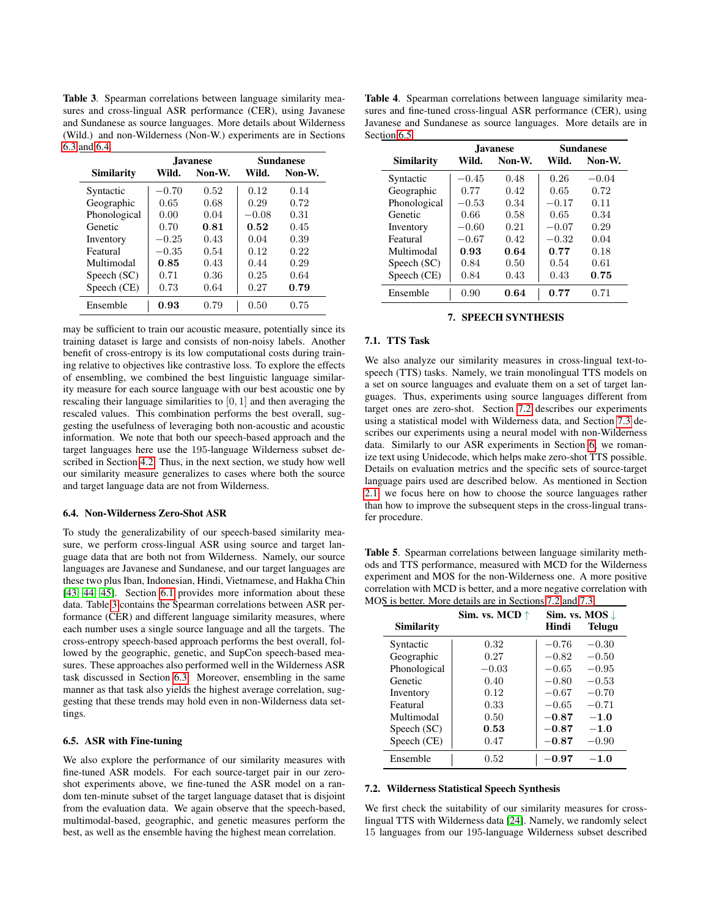**Table 3**. Spearman correlations between language similarity measures and cross-lingual ASR performance (CER), using Javanese and Sundanese as source languages. More details about Wilderness (Wild.) and non-Wilderness (Non-W.) experiments are in Sections 6.3 and 6.4.

| Similarity | Javanese | | Sundanese | |
|---|---|---|---|---|
| | Wild. | Non-W. | Wild. | Non-W. |
| Syntactic | $-0.70$ | $0.52$ | $0.12$ | $0.14$ |
| Geographic | $0.65$ | $0.68$ | $0.29$ | $0.72$ |
| Phonological | $0.00$ | $0.04$ | $-0.08$ | $0.31$ |
| Genetic | $0.70$ | $\mathbf{0.81}$ | $\mathbf{0.52}$ | $0.45$ |
| Inventory | $-0.25$ | $0.43$ | $0.04$ | $0.39$ |
| Featural | $-0.35$ | $0.54$ | $0.12$ | $0.22$ |
| Multimodal | $\mathbf{0.85}$ | $0.43$ | $0.44$ | $0.29$ |
| Speech (SC) | $0.71$ | $0.36$ | $0.25$ | $0.64$ |
| Speech (CE) | $0.73$ | $0.64$ | $0.27$ | $\mathbf{0.79}$ |
| Ensemble | $\mathbf{0.93}$ | $0.79$ | $0.50$ | $0.75$ |

may be sufficient to train our acoustic measure, potentially since its training dataset is large and consists of non-noisy labels. Another benefit of cross-entropy is its low computational costs during training relative to objectives like contrastive loss. To explore the effects of ensembling, we combined the best linguistic language similarity measure for each source language with our best acoustic one by rescaling their language similarities to $[0, 1]$ and then averaging the rescaled values. This combination performs the best overall, suggesting the usefulness of leveraging both non-acoustic and acoustic information. We note that both our speech-based approach and the target languages here use the 195-language Wilderness subset described in Section 4.2. Thus, in the next section, we study how well our similarity measure generalizes to cases where both the source and target language data are not from Wilderness.

### 6.4. Non-Wilderness Zero-Shot ASR

To study the generalizability of our speech-based similarity measure, we perform cross-lingual ASR using source and target language data that are both not from Wilderness. Namely, our source languages are Javanese and Sundanese, and our target languages are these two plus Iban, Indonesian, Hindi, Vietnamese, and Hakha Chin [43, 44, 45]. Section 6.1 provides more information about these data. Table 3 contains the Spearman correlations between ASR performance (CER) and different language similarity measures, where each number uses a single source language and all the targets. The cross-entropy speech-based approach performs the best overall, followed by the geographic, genetic, and SupCon speech-based measures. These approaches also performed well in the Wilderness ASR task discussed in Section 6.3. Moreover, ensembling in the same manner as that task also yields the highest average correlation, suggesting that these trends may hold even in non-Wilderness data settings.

### 6.5. ASR with Fine-tuning

We also explore the performance of our similarity measures with fine-tuned ASR models. For each source-target pair in our zero-shot experiments above, we fine-tuned the ASR model on a random ten-minute subset of the target language dataset that is disjoint from the evaluation data. We again observe that the speech-based, multimodal-based, geographic, and genetic measures perform the best, as well as the ensemble having the highest mean correlation.

**Table 4**. Spearman correlations between language similarity measures and fine-tuned cross-lingual ASR performance (CER), using Javanese and Sundanese as source languages. More details are in Section 6.5.

| Similarity | Javanese | | Sundanese | |
|---|---|---|---|---|
| | Wild. | Non-W. | Wild. | Non-W. |
| Syntactic | $-0.45$ | $0.48$ | $0.26$ | $-0.04$ |
| Geographic | $0.77$ | $0.42$ | $0.65$ | $0.72$ |
| Phonological | $-0.53$ | $0.34$ | $-0.17$ | $0.11$ |
| Genetic | $0.66$ | $0.58$ | $0.65$ | $0.34$ |
| Inventory | $-0.60$ | $0.21$ | $-0.07$ | $0.29$ |
| Featural | $-0.67$ | $0.42$ | $-0.32$ | $0.04$ |
| Multimodal | $\mathbf{0.93}$ | $\mathbf{0.64}$ | $\mathbf{0.77}$ | $0.18$ |
| Speech (SC) | $0.84$ | $0.50$ | $0.54$ | $0.61$ |
| Speech (CE) | $0.84$ | $0.43$ | $0.43$ | $\mathbf{0.75}$ |
| Ensemble | $0.90$ | $\mathbf{0.64}$ | $\mathbf{0.77}$ | $0.71$ |

## 7. SPEECH SYNTHESIS

### 7.1. TTS Task

We also analyze our similarity measures in cross-lingual text-to-speech (TTS) tasks. Namely, we train monolingual TTS models on a set on source languages and evaluate them on a set of target languages. Thus, experiments using source languages different from target ones are zero-shot. Section 7.2 describes our experiments using a statistical model with Wilderness data, and Section 7.3 describes our experiments using a neural model with non-Wilderness data. Similarly to our ASR experiments in Section 6, we romanize text using Unidecode, which helps make zero-shot TTS possible. Details on evaluation metrics and the specific sets of source-target language pairs used are described below. As mentioned in Section 2.1, we focus here on how to choose the source languages rather than how to improve the subsequent steps in the cross-lingual transfer procedure.

**Table 5**. Spearman correlations between language similarity methods and TTS performance, measured with MCD for the Wilderness experiment and MOS for the non-Wilderness one. A more positive correlation with MCD is better, and a more negative correlation with MOS is better. More details are in Sections 7.2 and 7.3.

| Similarity | Sim. vs. MCD ↑ | Sim. vs. MOS ↓ | |
|---|---|---|---|
| | | Hindi | Telugu |
| Syntactic | $0.32$ | $-0.76$ | $-0.30$ |
| Geographic | $0.27$ | $-0.82$ | $-0.50$ |
| Phonological | $-0.03$ | $-0.65$ | $-0.95$ |
| Genetic | $0.40$ | $-0.80$ | $-0.53$ |
| Inventory | $0.12$ | $-0.67$ | $-0.70$ |
| Featural | $0.33$ | $-0.65$ | $-0.71$ |
| Multimodal | $0.50$ | $\mathbf{-0.87}$ | $\mathbf{-1.0}$ |
| Speech (SC) | $\mathbf{0.53}$ | $\mathbf{-0.87}$ | $\mathbf{-1.0}$ |
| Speech (CE) | $0.47$ | $\mathbf{-0.87}$ | $-0.90$ |
| Ensemble | $0.52$ | $\mathbf{-0.97}$ | $\mathbf{-1.0}$ |

### 7.2. Wilderness Statistical Speech Synthesis

We first check the suitability of our similarity measures for cross-lingual TTS with Wilderness data [24]. Namely, we randomly select 15 languages from our 195-language Wilderness subset described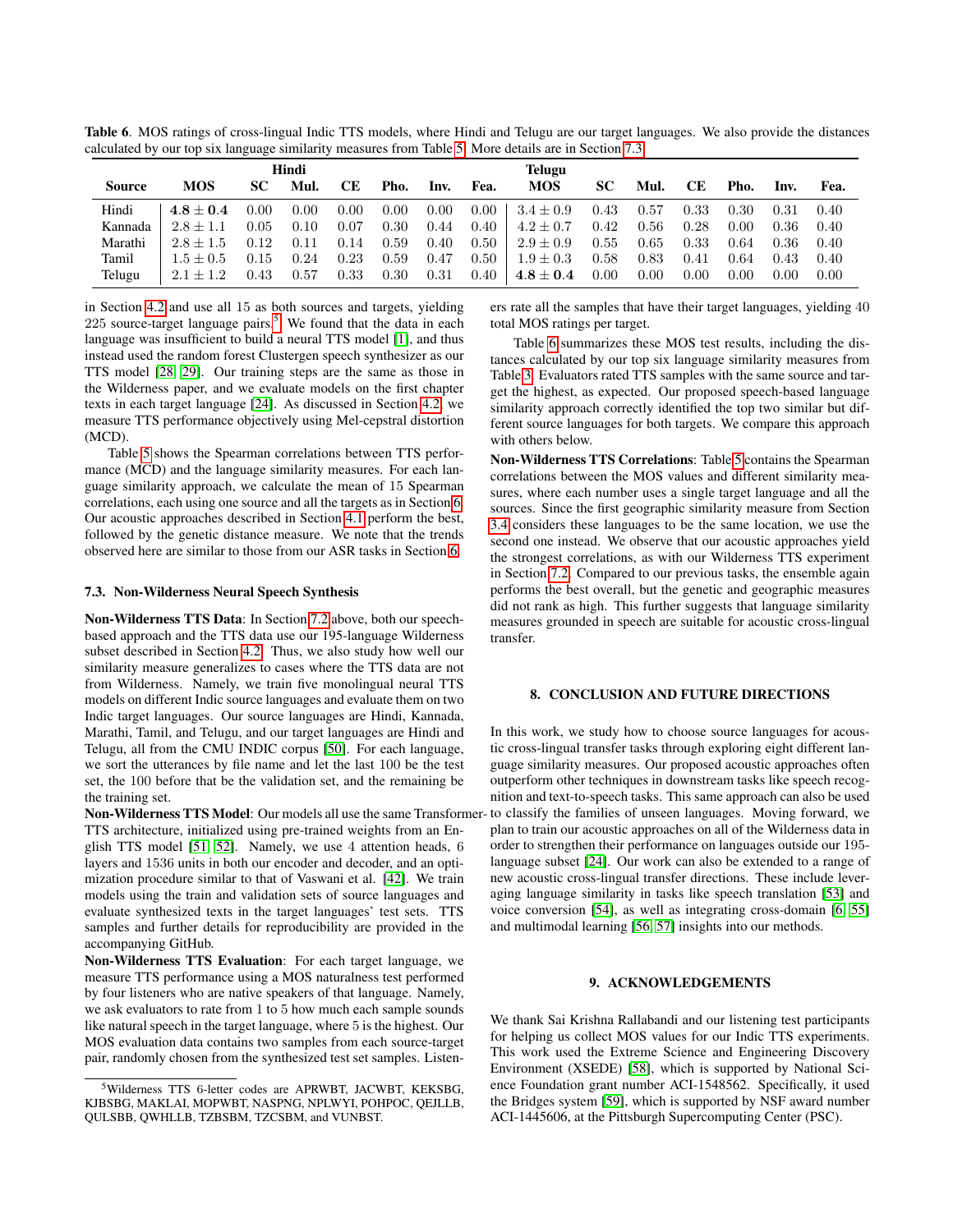**Table 6**. MOS ratings of cross-lingual Indic TTS models, where Hindi and Telugu are our target languages. We also provide the distances calculated by our top six language similarity measures from Table 5. More details are in Section 7.3.

| | Hindi | | | | | | | Telugu | | | | | | |
|---|---|---|---|---|---|---|---|---|---|---|---|---|---|---|
| **Source** | **MOS** | **SC** | **Mul.** | **CE** | **Pho.** | **Inv.** | **Fea.** | **MOS** | **SC** | **Mul.** | **CE** | **Pho.** | **Inv.** | **Fea.** |
| Hindi | $\mathbf{4.8 \pm 0.4}$ | 0.00 | 0.00 | 0.00 | 0.00 | 0.00 | 0.00 | $3.4 \pm 0.9$ | 0.43 | 0.57 | 0.33 | 0.30 | 0.31 | 0.40 |
| Kannada | $2.8 \pm 1.1$ | 0.05 | 0.10 | 0.07 | 0.30 | 0.44 | 0.40 | $4.2 \pm 0.7$ | 0.42 | 0.56 | 0.28 | 0.00 | 0.36 | 0.40 |
| Marathi | $2.8 \pm 1.5$ | 0.12 | 0.11 | 0.14 | 0.59 | 0.40 | 0.50 | $2.9 \pm 0.9$ | 0.55 | 0.65 | 0.33 | 0.64 | 0.36 | 0.40 |
| Tamil | $1.5 \pm 0.5$ | 0.15 | 0.24 | 0.23 | 0.59 | 0.47 | 0.50 | $1.9 \pm 0.3$ | 0.58 | 0.83 | 0.41 | 0.64 | 0.43 | 0.40 |
| Telugu | $2.1 \pm 1.2$ | 0.43 | 0.57 | 0.33 | 0.30 | 0.31 | 0.40 | $\mathbf{4.8 \pm 0.4}$ | 0.00 | 0.00 | 0.00 | 0.00 | 0.00 | 0.00 |

in Section 4.2 and use all 15 as both sources and targets, yielding 225 source-target language pairs.[5] We found that the data in each language was insufficient to build a neural TTS model [1], and thus instead used the random forest Clustergen speech synthesizer as our TTS model [28, 29]. Our training steps are the same as those in the Wilderness paper, and we evaluate models on the first chapter texts in each target language [24]. As discussed in Section 4.2, we measure TTS performance objectively using Mel-cepstral distortion (MCD).

Table 5 shows the Spearman correlations between TTS performance (MCD) and the language similarity measures. For each language similarity approach, we calculate the mean of 15 Spearman correlations, each using one source and all the targets as in Section 6. Our acoustic approaches described in Section 4.1 perform the best, followed by the genetic distance measure. We note that the trends observed here are similar to those from our ASR tasks in Section 6.

### 7.3. Non-Wilderness Neural Speech Synthesis

**Non-Wilderness TTS Data**: In Section 7.2 above, both our speech-based approach and the TTS data use our 195-language Wilderness subset described in Section 4.2. Thus, we also study how well our similarity measure generalizes to cases where the TTS data are not from Wilderness. Namely, we train five monolingual neural TTS models on different Indic source languages and evaluate them on two Indic target languages. Our source languages are Hindi, Kannada, Marathi, Tamil, and Telugu, and our target languages are Hindi and Telugu, all from the CMU INDIC corpus [50]. For each language, we sort the utterances by file name and let the last 100 be the test set, the 100 before that be the validation set, and the remaining be the training set.

**Non-Wilderness TTS Model**: Our models all use the same Transformer-TTS architecture, initialized using pre-trained weights from an English TTS model [51, 52]. Namely, we use 4 attention heads, 6 layers and 1536 units in both our encoder and decoder, and an optimization procedure similar to that of Vaswani et al. [42]. We train models using the train and validation sets of source languages and evaluate synthesized texts in the target languages' test sets. TTS samples and further details for reproducibility are provided in the accompanying GitHub.

**Non-Wilderness TTS Evaluation**: For each target language, we measure TTS performance using a MOS naturalness test performed by four listeners who are native speakers of that language. Namely, we ask evaluators to rate from 1 to 5 how much each sample sounds like natural speech in the target language, where 5 is the highest. Our MOS evaluation data contains two samples from each source-target pair, randomly chosen from the synthesized test set samples. Listeners rate all the samples that have their target languages, yielding 40 total MOS ratings per target.

Table 6 summarizes these MOS test results, including the distances calculated by our top six language similarity measures from Table 3. Evaluators rated TTS samples with the same source and target the highest, as expected. Our proposed speech-based language similarity approach correctly identified the top two similar but different source languages for both targets. We compare this approach with others below.

**Non-Wilderness TTS Correlations**: Table 5 contains the Spearman correlations between the MOS values and different similarity measures, where each number uses a single target language and all the sources. Since the first geographic similarity measure from Section 3.4 considers these languages to be the same location, we use the second one instead. We observe that our acoustic approaches yield the strongest correlations, as with our Wilderness TTS experiment in Section 7.2. Compared to our previous tasks, the ensemble again performs the best overall, but the genetic and geographic measures did not rank as high. This further suggests that language similarity measures grounded in speech are suitable for acoustic cross-lingual transfer.

## 8. CONCLUSION AND FUTURE DIRECTIONS

In this work, we study how to choose source languages for acoustic cross-lingual transfer tasks through exploring eight different language similarity measures. Our proposed acoustic approaches often outperform other techniques in downstream tasks like speech recognition and text-to-speech tasks. This same approach can also be used to classify the families of unseen languages. Moving forward, we plan to train our acoustic approaches on all of the Wilderness data in order to strengthen their performance on languages outside our 195-language subset [24]. Our work can also be extended to a range of new acoustic cross-lingual transfer directions. These include leveraging language similarity in tasks like speech translation [53] and voice conversion [54], as well as integrating cross-domain [6, 55] and multimodal learning [56, 57] insights into our methods.

## 9. ACKNOWLEDGEMENTS

We thank Sai Krishna Rallabandi and our listening test participants for helping us collect MOS values for our Indic TTS experiments. This work used the Extreme Science and Engineering Discovery Environment (XSEDE) [58], which is supported by National Science Foundation grant number ACI-1548562. Specifically, it used the Bridges system [59], which is supported by NSF award number ACI-1445606, at the Pittsburgh Supercomputing Center (PSC).

[5] Wilderness TTS 6-letter codes are APRWBT, JACWBT, KEKSBG, KJBSBG, MAKLAI, MOPWBT, NASPNG, NPLWYI, POHPOC, QEJLLB, QULSBB, QWHLLB, TZBSBM, TZCSBM, and VUNBST.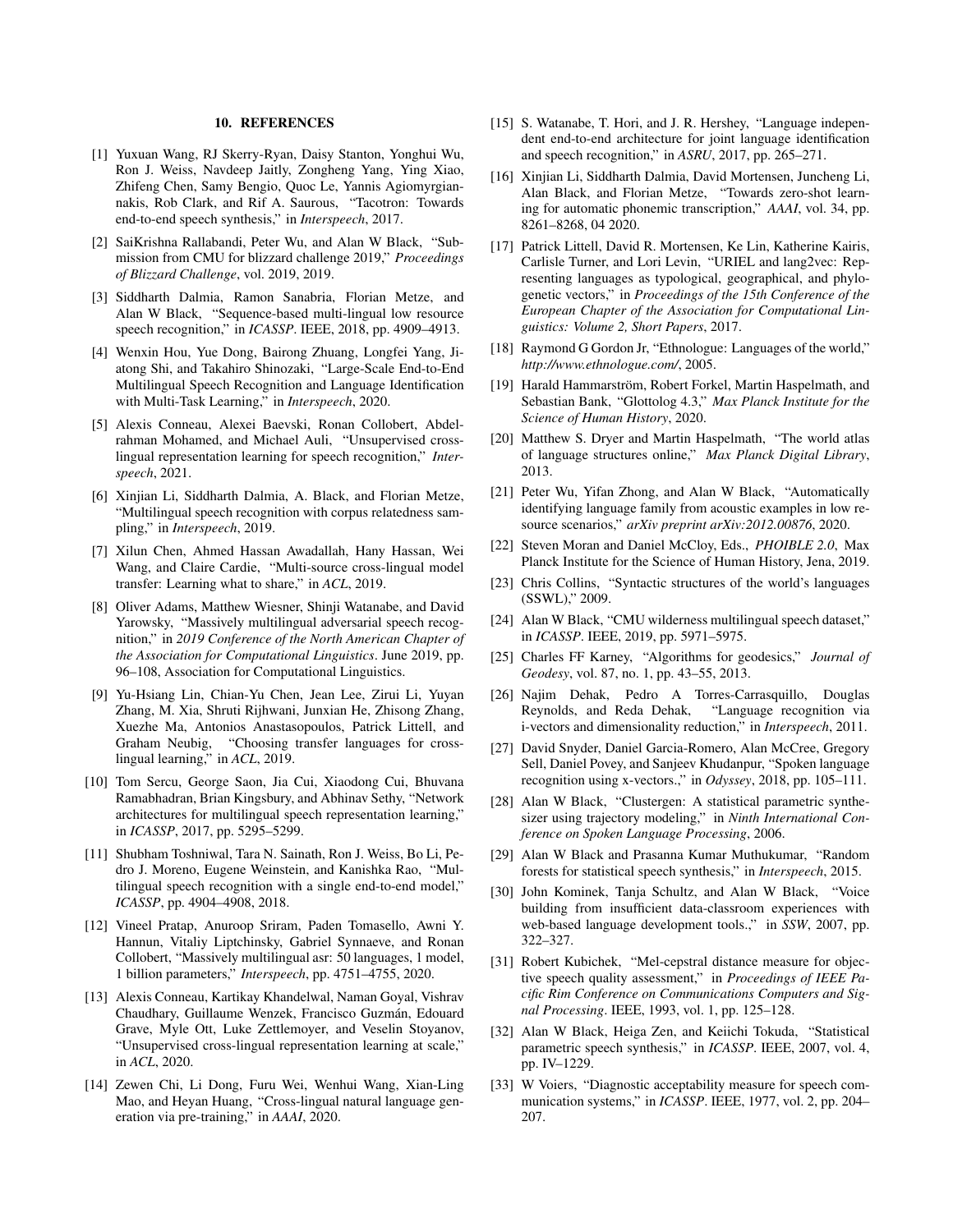## 10. REFERENCES

[1] Yuxuan Wang, RJ Skerry-Ryan, Daisy Stanton, Yonghui Wu, Ron J. Weiss, Navdeep Jaitly, Zongheng Yang, Ying Xiao, Zhifeng Chen, Samy Bengio, Quoc Le, Yannis Agiomyrgiannakis, Rob Clark, and Rif A. Saurous, "Tacotron: Towards end-to-end speech synthesis," in *Interspeech*, 2017.

[2] SaiKrishna Rallabandi, Peter Wu, and Alan W Black, "Submission from CMU for blizzard challenge 2019," *Proceedings of Blizzard Challenge*, vol. 2019, 2019.

[3] Siddharth Dalmia, Ramon Sanabria, Florian Metze, and Alan W Black, "Sequence-based multi-lingual low resource speech recognition," in *ICASSP*. IEEE, 2018, pp. 4909–4913.

[4] Wenxin Hou, Yue Dong, Bairong Zhuang, Longfei Yang, Jiatong Shi, and Takahiro Shinozaki, "Large-Scale End-to-End Multilingual Speech Recognition and Language Identification with Multi-Task Learning," in *Interspeech*, 2020.

[5] Alexis Conneau, Alexei Baevski, Ronan Collobert, Abdelrahman Mohamed, and Michael Auli, "Unsupervised cross-lingual representation learning for speech recognition," *Interspeech*, 2021.

[6] Xinjian Li, Siddharth Dalmia, A. Black, and Florian Metze, "Multilingual speech recognition with corpus relatedness sampling," in *Interspeech*, 2019.

[7] Xilun Chen, Ahmed Hassan Awadallah, Hany Hassan, Wei Wang, and Claire Cardie, "Multi-source cross-lingual model transfer: Learning what to share," in *ACL*, 2019.

[8] Oliver Adams, Matthew Wiesner, Shinji Watanabe, and David Yarowsky, "Massively multilingual adversarial speech recognition," in *2019 Conference of the North American Chapter of the Association for Computational Linguistics*. June 2019, pp. 96–108, Association for Computational Linguistics.

[9] Yu-Hsiang Lin, Chian-Yu Chen, Jean Lee, Zirui Li, Yuyan Zhang, M. Xia, Shruti Rijhwani, Junxian He, Zhisong Zhang, Xuezhe Ma, Antonios Anastasopoulos, Patrick Littell, and Graham Neubig, "Choosing transfer languages for cross-lingual learning," in *ACL*, 2019.

[10] Tom Sercu, George Saon, Jia Cui, Xiaodong Cui, Bhuvana Ramabhadran, Brian Kingsbury, and Abhinav Sethy, "Network architectures for multilingual speech representation learning," in *ICASSP*, 2017, pp. 5295–5299.

[11] Shubham Toshniwal, Tara N. Sainath, Ron J. Weiss, Bo Li, Pedro J. Moreno, Eugene Weinstein, and Kanishka Rao, "Multilingual speech recognition with a single end-to-end model," *ICASSP*, pp. 4904–4908, 2018.

[12] Vineel Pratap, Anuroop Sriram, Paden Tomasello, Awni Y. Hannun, Vitaliy Liptchinsky, Gabriel Synnaeve, and Ronan Collobert, "Massively multilingual asr: 50 languages, 1 model, 1 billion parameters," *Interspeech*, pp. 4751–4755, 2020.

[13] Alexis Conneau, Kartikay Khandelwal, Naman Goyal, Vishrav Chaudhary, Guillaume Wenzek, Francisco Guzmán, Edouard Grave, Myle Ott, Luke Zettlemoyer, and Veselin Stoyanov, "Unsupervised cross-lingual representation learning at scale," in *ACL*, 2020.

[14] Zewen Chi, Li Dong, Furu Wei, Wenhui Wang, Xian-Ling Mao, and Heyan Huang, "Cross-lingual natural language generation via pre-training," in *AAAI*, 2020.

[15] S. Watanabe, T. Hori, and J. R. Hershey, "Language independent end-to-end architecture for joint language identification and speech recognition," in *ASRU*, 2017, pp. 265–271.

[16] Xinjian Li, Siddharth Dalmia, David Mortensen, Juncheng Li, Alan Black, and Florian Metze, "Towards zero-shot learning for automatic phonemic transcription," *AAAI*, vol. 34, pp. 8261–8268, 04 2020.

[17] Patrick Littell, David R. Mortensen, Ke Lin, Katherine Kairis, Carlisle Turner, and Lori Levin, "URIEL and lang2vec: Representing languages as typological, geographical, and phylogenetic vectors," in *Proceedings of the 15th Conference of the European Chapter of the Association for Computational Linguistics: Volume 2, Short Papers*, 2017.

[18] Raymond G Gordon Jr, "Ethnologue: Languages of the world," *http://www.ethnologue.com/*, 2005.

[19] Harald Hammarström, Robert Forkel, Martin Haspelmath, and Sebastian Bank, "Glottolog 4.3," *Max Planck Institute for the Science of Human History*, 2020.

[20] Matthew S. Dryer and Martin Haspelmath, "The world atlas of language structures online," *Max Planck Digital Library*, 2013.

[21] Peter Wu, Yifan Zhong, and Alan W Black, "Automatically identifying language family from acoustic examples in low resource scenarios," *arXiv preprint arXiv:2012.00876*, 2020.

[22] Steven Moran and Daniel McCloy, Eds., *PHOIBLE 2.0*, Max Planck Institute for the Science of Human History, Jena, 2019.

[23] Chris Collins, "Syntactic structures of the world's languages (SSWL)," 2009.

[24] Alan W Black, "CMU wilderness multilingual speech dataset," in *ICASSP*. IEEE, 2019, pp. 5971–5975.

[25] Charles FF Karney, "Algorithms for geodesics," *Journal of Geodesy*, vol. 87, no. 1, pp. 43–55, 2013.

[26] Najim Dehak, Pedro A Torres-Carrasquillo, Douglas Reynolds, and Reda Dehak, "Language recognition via i-vectors and dimensionality reduction," in *Interspeech*, 2011.

[27] David Snyder, Daniel Garcia-Romero, Alan McCree, Gregory Sell, Daniel Povey, and Sanjeev Khudanpur, "Spoken language recognition using x-vectors.," in *Odyssey*, 2018, pp. 105–111.

[28] Alan W Black, "Clustergen: A statistical parametric synthesizer using trajectory modeling," in *Ninth International Conference on Spoken Language Processing*, 2006.

[29] Alan W Black and Prasanna Kumar Muthukumar, "Random forests for statistical speech synthesis," in *Interspeech*, 2015.

[30] John Kominek, Tanja Schultz, and Alan W Black, "Voice building from insufficient data-classroom experiences with web-based language development tools.," in *SSW*, 2007, pp. 322–327.

[31] Robert Kubichek, "Mel-cepstral distance measure for objective speech quality assessment," in *Proceedings of IEEE Pacific Rim Conference on Communications Computers and Signal Processing*. IEEE, 1993, vol. 1, pp. 125–128.

[32] Alan W Black, Heiga Zen, and Keiichi Tokuda, "Statistical parametric speech synthesis," in *ICASSP*. IEEE, 2007, vol. 4, pp. IV–1229.

[33] W Voiers, "Diagnostic acceptability measure for speech communication systems," in *ICASSP*. IEEE, 1977, vol. 2, pp. 204–207.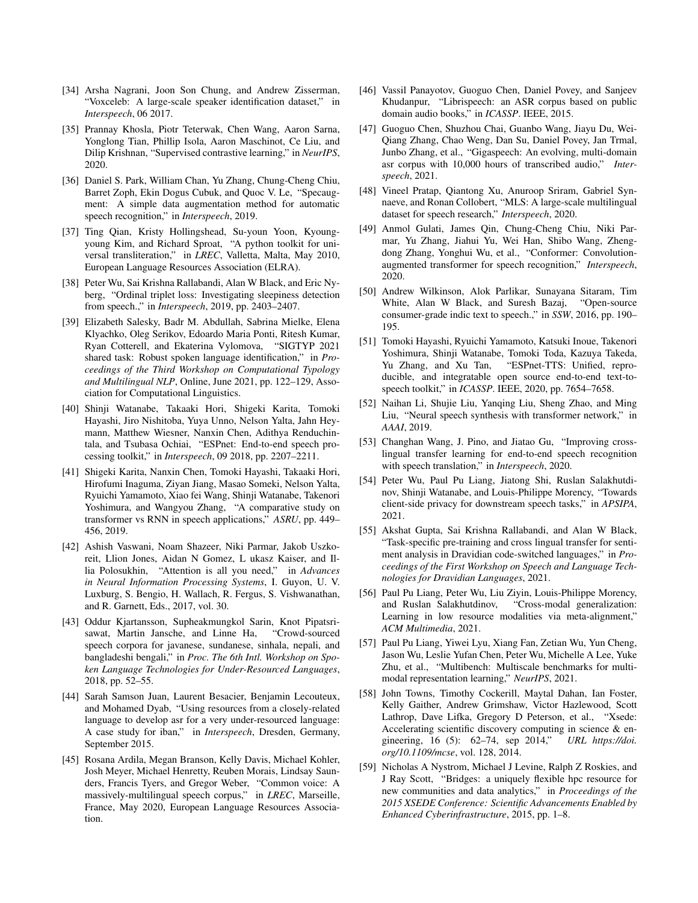[34] Arsha Nagrani, Joon Son Chung, and Andrew Zisserman, "Voxceleb: A large-scale speaker identification dataset," in *Interspeech*, 06 2017.

[35] Prannay Khosla, Piotr Teterwak, Chen Wang, Aaron Sarna, Yonglong Tian, Phillip Isola, Aaron Maschinot, Ce Liu, and Dilip Krishnan, "Supervised contrastive learning," in *NeurIPS*, 2020.

[36] Daniel S. Park, William Chan, Yu Zhang, Chung-Cheng Chiu, Barret Zoph, Ekin Dogus Cubuk, and Quoc V. Le, "Specaugment: A simple data augmentation method for automatic speech recognition," in *Interspeech*, 2019.

[37] Ting Qian, Kristy Hollingshead, Su-youn Yoon, Kyoungyoung Kim, and Richard Sproat, "A python toolkit for universal transliteration," in *LREC*, Valletta, Malta, May 2010, European Language Resources Association (ELRA).

[38] Peter Wu, Sai Krishna Rallabandi, Alan W Black, and Eric Nyberg, "Ordinal triplet loss: Investigating sleepiness detection from speech.," in *Interspeech*, 2019, pp. 2403–2407.

[39] Elizabeth Salesky, Badr M. Abdullah, Sabrina Mielke, Elena Klyachko, Oleg Serikov, Edoardo Maria Ponti, Ritesh Kumar, Ryan Cotterell, and Ekaterina Vylomova, "SIGTYP 2021 shared task: Robust spoken language identification," in *Proceedings of the Third Workshop on Computational Typology and Multilingual NLP*, Online, June 2021, pp. 122–129, Association for Computational Linguistics.

[40] Shinji Watanabe, Takaaki Hori, Shigeki Karita, Tomoki Hayashi, Jiro Nishitoba, Yuya Unno, Nelson Yalta, Jahn Heymann, Matthew Wiesner, Nanxin Chen, Adithya Renduchintala, and Tsubasa Ochiai, "ESPnet: End-to-end speech processing toolkit," in *Interspeech*, 09 2018, pp. 2207–2211.

[41] Shigeki Karita, Nanxin Chen, Tomoki Hayashi, Takaaki Hori, Hirofumi Inaguma, Ziyan Jiang, Masao Someki, Nelson Yalta, Ryuichi Yamamoto, Xiao fei Wang, Shinji Watanabe, Takenori Yoshimura, and Wangyou Zhang, "A comparative study on transformer vs RNN in speech applications," *ASRU*, pp. 449–456, 2019.

[42] Ashish Vaswani, Noam Shazeer, Niki Parmar, Jakob Uszkoreit, Llion Jones, Aidan N Gomez, L ukasz Kaiser, and Illia Polosukhin, "Attention is all you need," in *Advances in Neural Information Processing Systems*, I. Guyon, U. V. Luxburg, S. Bengio, H. Wallach, R. Fergus, S. Vishwanathan, and R. Garnett, Eds., 2017, vol. 30.

[43] Oddur Kjartansson, Supheakmungkol Sarin, Knot Pipatsrisawat, Martin Jansche, and Linne Ha, "Crowd-sourced speech corpora for javanese, sundanese, sinhala, nepali, and bangladeshi bengali," in *Proc. The 6th Intl. Workshop on Spoken Language Technologies for Under-Resourced Languages*, 2018, pp. 52–55.

[44] Sarah Samson Juan, Laurent Besacier, Benjamin Lecouteux, and Mohamed Dyab, "Using resources from a closely-related language to develop asr for a very under-resourced language: A case study for iban," in *Interspeech*, Dresden, Germany, September 2015.

[45] Rosana Ardila, Megan Branson, Kelly Davis, Michael Kohler, Josh Meyer, Michael Henretty, Reuben Morais, Lindsay Saunders, Francis Tyers, and Gregor Weber, "Common voice: A massively-multilingual speech corpus," in *LREC*, Marseille, France, May 2020, European Language Resources Association.

[46] Vassil Panayotov, Guoguo Chen, Daniel Povey, and Sanjeev Khudanpur, "Librispeech: an ASR corpus based on public domain audio books," in *ICASSP*. IEEE, 2015.

[47] Guoguo Chen, Shuzhou Chai, Guanbo Wang, Jiayu Du, Wei-Qiang Zhang, Chao Weng, Dan Su, Daniel Povey, Jan Trmal, Junbo Zhang, et al., "Gigaspeech: An evolving, multi-domain asr corpus with 10,000 hours of transcribed audio," *Interspeech*, 2021.

[48] Vineel Pratap, Qiantong Xu, Anuroop Sriram, Gabriel Synnaeve, and Ronan Collobert, "MLS: A large-scale multilingual dataset for speech research," *Interspeech*, 2020.

[49] Anmol Gulati, James Qin, Chung-Cheng Chiu, Niki Parmar, Yu Zhang, Jiahui Yu, Wei Han, Shibo Wang, Zhengdong Zhang, Yonghui Wu, et al., "Conformer: Convolution-augmented transformer for speech recognition," *Interspeech*, 2020.

[50] Andrew Wilkinson, Alok Parlikar, Sunayana Sitaram, Tim White, Alan W Black, and Suresh Bazaj, "Open-source consumer-grade indic text to speech.," in *SSW*, 2016, pp. 190–195.

[51] Tomoki Hayashi, Ryuichi Yamamoto, Katsuki Inoue, Takenori Yoshimura, Shinji Watanabe, Tomoki Toda, Kazuya Takeda, Yu Zhang, and Xu Tan, "ESPnet-TTS: Unified, reproducible, and integratable open source end-to-end text-to-speech toolkit," in *ICASSP*. IEEE, 2020, pp. 7654–7658.

[52] Naihan Li, Shujie Liu, Yanqing Liu, Sheng Zhao, and Ming Liu, "Neural speech synthesis with transformer network," in *AAAI*, 2019.

[53] Changhan Wang, J. Pino, and Jiatao Gu, "Improving cross-lingual transfer learning for end-to-end speech recognition with speech translation," in *Interspeech*, 2020.

[54] Peter Wu, Paul Pu Liang, Jiatong Shi, Ruslan Salakhutdinov, Shinji Watanabe, and Louis-Philippe Morency, "Towards client-side privacy for downstream speech tasks," in *APSIPA*, 2021.

[55] Akshat Gupta, Sai Krishna Rallabandi, and Alan W Black, "Task-specific pre-training and cross lingual transfer for sentiment analysis in Dravidian code-switched languages," in *Proceedings of the First Workshop on Speech and Language Technologies for Dravidian Languages*, 2021.

[56] Paul Pu Liang, Peter Wu, Liu Ziyin, Louis-Philippe Morency, and Ruslan Salakhutdinov, "Cross-modal generalization: Learning in low resource modalities via meta-alignment," *ACM Multimedia*, 2021.

[57] Paul Pu Liang, Yiwei Lyu, Xiang Fan, Zetian Wu, Yun Cheng, Jason Wu, Leslie Yufan Chen, Peter Wu, Michelle A Lee, Yuke Zhu, et al., "Multibench: Multiscale benchmarks for multimodal representation learning," *NeurIPS*, 2021.

[58] John Towns, Timothy Cockerill, Maytal Dahan, Ian Foster, Kelly Gaither, Andrew Grimshaw, Victor Hazlewood, Scott Lathrop, Dave Lifka, Gregory D Peterson, et al., "Xsede: Accelerating scientific discovery computing in science & engineering, 16 (5): 62–74, sep 2014," *URL https://doi.org/10.1109/mcse*, vol. 128, 2014.

[59] Nicholas A Nystrom, Michael J Levine, Ralph Z Roskies, and J Ray Scott, "Bridges: a uniquely flexible hpc resource for new communities and data analytics," in *Proceedings of the 2015 XSEDE Conference: Scientific Advancements Enabled by Enhanced Cyberinfrastructure*, 2015, pp. 1–8.